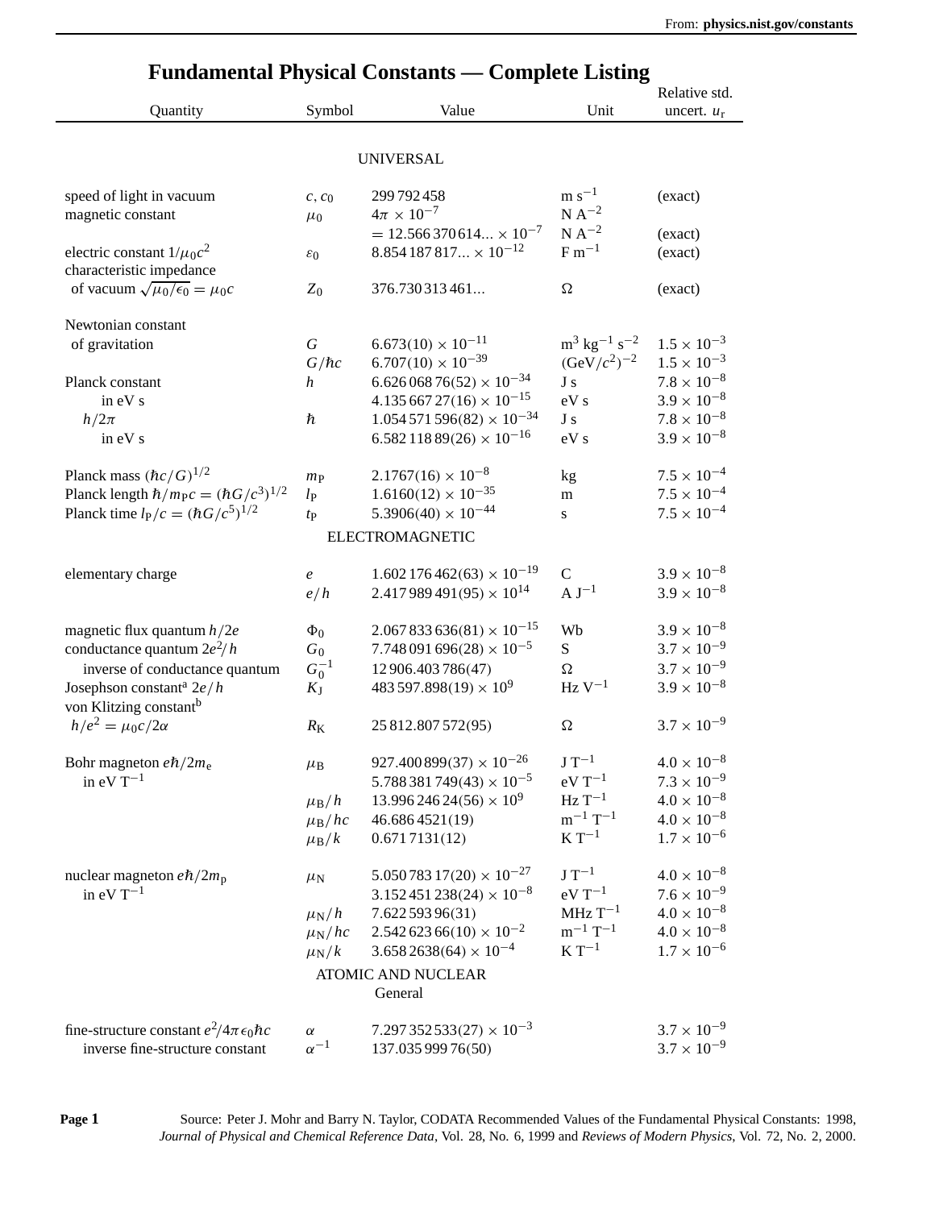From: **physics.nist.gov/constants**

# Fundamental Physical Constants — Complete Listing

| Quantity | Symbol | Value | Unit | Relative std. uncert. $u_r$ |
|---|---|---|---|---|
| | | UNIVERSAL | | |
| speed of light in vacuum | $c, c_0$ | 299 792 458 | m s$^{-1}$ | (exact) |
| magnetic constant | $\mu_0$ | $4\pi \times 10^{-7}$ | N A$^{-2}$ | |
| | | $= 12.566\,370\,614... \times 10^{-7}$ | N A$^{-2}$ | (exact) |
| electric constant $1/\mu_0 c^2$ | $\varepsilon_0$ | $8.854\,187\,817... \times 10^{-12}$ | F m$^{-1}$ | (exact) |
| characteristic impedance of vacuum $\sqrt{\mu_0/\epsilon_0} = \mu_0 c$ | $Z_0$ | 376.730 313 461... | $\Omega$ | (exact) |
| Newtonian constant of gravitation | $G$ | $6.673(10) \times 10^{-11}$ | m$^3$ kg$^{-1}$ s$^{-2}$ | $1.5 \times 10^{-3}$ |
| | $G/\hbar c$ | $6.707(10) \times 10^{-39}$ | (GeV/$c^2$)$^{-2}$ | $1.5 \times 10^{-3}$ |
| Planck constant | $h$ | $6.626\,068\,76(52) \times 10^{-34}$ | J s | $7.8 \times 10^{-8}$ |
| in eV s | | $4.135\,667\,27(16) \times 10^{-15}$ | eV s | $3.9 \times 10^{-8}$ |
| $h/2\pi$ | $\hbar$ | $1.054\,571\,596(82) \times 10^{-34}$ | J s | $7.8 \times 10^{-8}$ |
| in eV s | | $6.582\,118\,89(26) \times 10^{-16}$ | eV s | $3.9 \times 10^{-8}$ |
| Planck mass $(\hbar c/G)^{1/2}$ | $m_P$ | $2.1767(16) \times 10^{-8}$ | kg | $7.5 \times 10^{-4}$ |
| Planck length $\hbar/m_P c = (\hbar G/c^3)^{1/2}$ | $l_P$ | $1.6160(12) \times 10^{-35}$ | m | $7.5 \times 10^{-4}$ |
| Planck time $l_P/c = (\hbar G/c^5)^{1/2}$ | $t_P$ | $5.3906(40) \times 10^{-44}$ | s | $7.5 \times 10^{-4}$ |
| | | ELECTROMAGNETIC | | |
| elementary charge | $e$ | $1.602\,176\,462(63) \times 10^{-19}$ | C | $3.9 \times 10^{-8}$ |
| | $e/h$ | $2.417\,989\,491(95) \times 10^{14}$ | A J$^{-1}$ | $3.9 \times 10^{-8}$ |
| magnetic flux quantum $h/2e$ | $\Phi_0$ | $2.067\,833\,636(81) \times 10^{-15}$ | Wb | $3.9 \times 10^{-8}$ |
| conductance quantum $2e^2/h$ | $G_0$ | $7.748\,091\,696(28) \times 10^{-5}$ | S | $3.7 \times 10^{-9}$ |
| inverse of conductance quantum | $G_0^{-1}$ | 12 906.403 786(47) | $\Omega$ | $3.7 \times 10^{-9}$ |
| Josephson constant[a] $2e/h$ | $K_J$ | $483\,597.898(19) \times 10^{9}$ | Hz V$^{-1}$ | $3.9 \times 10^{-8}$ |
| von Klitzing constant[b] $h/e^2 = \mu_0 c/2\alpha$ | $R_K$ | 25 812.807 572(95) | $\Omega$ | $3.7 \times 10^{-9}$ |
| Bohr magneton $e\hbar/2m_e$ | $\mu_B$ | $927.400\,899(37) \times 10^{-26}$ | J T$^{-1}$ | $4.0 \times 10^{-8}$ |
| in eV T$^{-1}$ | | $5.788\,381\,749(43) \times 10^{-5}$ | eV T$^{-1}$ | $7.3 \times 10^{-9}$ |
| | $\mu_B/h$ | $13.996\,246\,24(56) \times 10^{9}$ | Hz T$^{-1}$ | $4.0 \times 10^{-8}$ |
| | $\mu_B/hc$ | 46.686 4521(19) | m$^{-1}$ T$^{-1}$ | $4.0 \times 10^{-8}$ |
| | $\mu_B/k$ | 0.671 7131(12) | K T$^{-1}$ | $1.7 \times 10^{-6}$ |
| nuclear magneton $e\hbar/2m_p$ | $\mu_N$ | $5.050\,783\,17(20) \times 10^{-27}$ | J T$^{-1}$ | $4.0 \times 10^{-8}$ |
| in eV T$^{-1}$ | | $3.152\,451\,238(24) \times 10^{-8}$ | eV T$^{-1}$ | $7.6 \times 10^{-9}$ |
| | $\mu_N/h$ | 7.622 593 96(31) | MHz T$^{-1}$ | $4.0 \times 10^{-8}$ |
| | $\mu_N/hc$ | $2.542\,623\,66(10) \times 10^{-2}$ | m$^{-1}$ T$^{-1}$ | $4.0 \times 10^{-8}$ |
| | $\mu_N/k$ | $3.658\,2638(64) \times 10^{-4}$ | K T$^{-1}$ | $1.7 \times 10^{-6}$ |
| | | ATOMIC AND NUCLEAR | | |
| | | General | | |
| fine-structure constant $e^2/4\pi\epsilon_0\hbar c$ | $\alpha$ | $7.297\,352\,533(27) \times 10^{-3}$ | | $3.7 \times 10^{-9}$ |
| inverse fine-structure constant | $\alpha^{-1}$ | 137.035 999 76(50) | | $3.7 \times 10^{-9}$ |

Source: Peter J. Mohr and Barry N. Taylor, CODATA Recommended Values of the Fundamental Physical Constants: 1998, *Journal of Physical and Chemical Reference Data*, Vol. 28, No. 6, 1999 and *Reviews of Modern Physics*, Vol. 72, No. 2, 2000.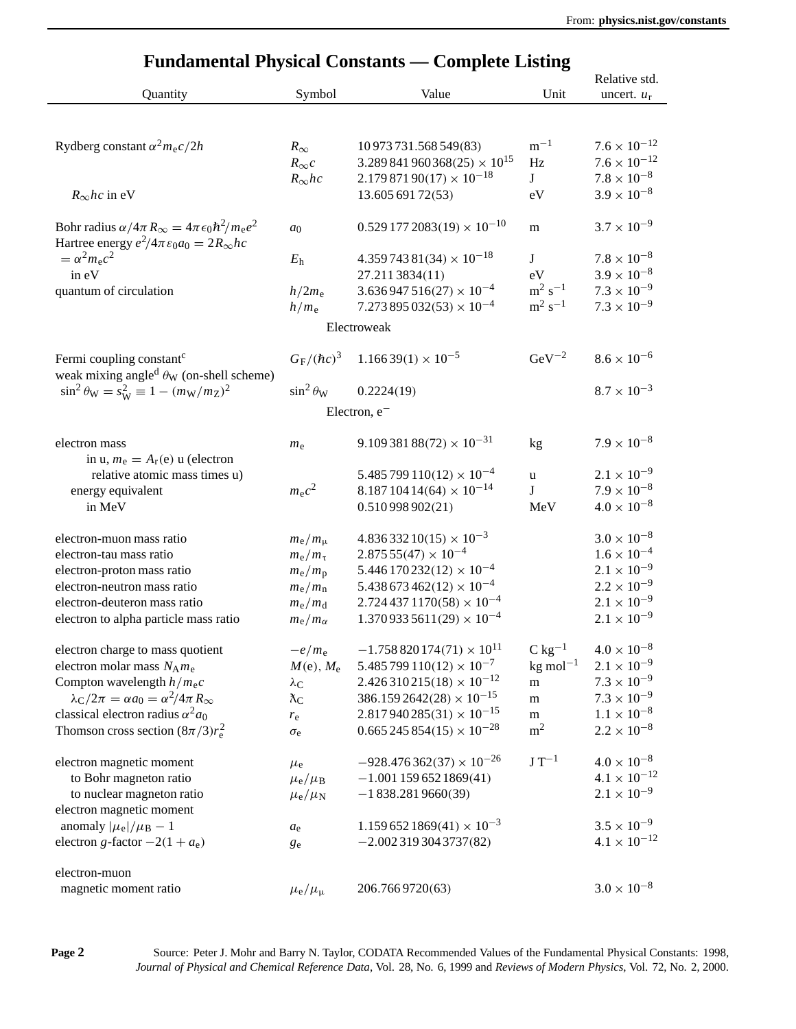# Fundamental Physical Constants — Complete Listing

| Quantity | Symbol | Value | Unit | Relative std. uncert. $u_r$ |
|---|---|---|---|---|
| Rydberg constant $\alpha^2 m_e c/2h$ | $R_\infty$ | 10 973 731.568 549(83) | $m^{-1}$ | $7.6 \times 10^{-12}$ |
| | $R_\infty c$ | $3.289\,841\,960\,368(25) \times 10^{15}$ | Hz | $7.6 \times 10^{-12}$ |
| | $R_\infty hc$ | $2.179\,871\,90(17) \times 10^{-18}$ | J | $7.8 \times 10^{-8}$ |
| $R_\infty hc$ in eV | | 13.605 691 72(53) | eV | $3.9 \times 10^{-8}$ |
| Bohr radius $\alpha/4\pi R_\infty = 4\pi\epsilon_0\hbar^2/m_e e^2$ | $a_0$ | $0.529\,177\,2083(19) \times 10^{-10}$ | m | $3.7 \times 10^{-9}$ |
| Hartree energy $e^2/4\pi\varepsilon_0 a_0 = 2R_\infty hc$ $= \alpha^2 m_e c^2$ | $E_h$ | $4.359\,743\,81(34) \times 10^{-18}$ | J | $7.8 \times 10^{-8}$ |
| in eV | | 27.211 3834(11) | eV | $3.9 \times 10^{-8}$ |
| quantum of circulation | $h/2m_e$ | $3.636\,947\,516(27) \times 10^{-4}$ | $m^2\ s^{-1}$ | $7.3 \times 10^{-9}$ |
| | $h/m_e$ | $7.273\,895\,032(53) \times 10^{-4}$ | $m^2\ s^{-1}$ | $7.3 \times 10^{-9}$ |
| **Electroweak** | | | | |
| Fermi coupling constant[c] | $G_F/(\hbar c)^3$ | $1.166\,39(1) \times 10^{-5}$ | $GeV^{-2}$ | $8.6 \times 10^{-6}$ |
| weak mixing angle[d] $\theta_W$ (on-shell scheme) $\sin^2\theta_W = s_W^2 \equiv 1 - (m_W/m_Z)^2$ | $\sin^2\theta_W$ | 0.2224(19) | | $8.7 \times 10^{-3}$ |
| **Electron, $e^-$** | | | | |
| electron mass | $m_e$ | $9.109\,381\,88(72) \times 10^{-31}$ | kg | $7.9 \times 10^{-8}$ |
| in u, $m_e = A_r(e)$ u (electron relative atomic mass times u) | | $5.485\,799\,110(12) \times 10^{-4}$ | u | $2.1 \times 10^{-9}$ |
| energy equivalent | $m_e c^2$ | $8.187\,104\,14(64) \times 10^{-14}$ | J | $7.9 \times 10^{-8}$ |
| in MeV | | 0.510 998 902(21) | MeV | $4.0 \times 10^{-8}$ |
| electron-muon mass ratio | $m_e/m_\mu$ | $4.836\,332\,10(15) \times 10^{-3}$ | | $3.0 \times 10^{-8}$ |
| electron-tau mass ratio | $m_e/m_\tau$ | $2.875\,55(47) \times 10^{-4}$ | | $1.6 \times 10^{-4}$ |
| electron-proton mass ratio | $m_e/m_p$ | $5.446\,170\,232(12) \times 10^{-4}$ | | $2.1 \times 10^{-9}$ |
| electron-neutron mass ratio | $m_e/m_n$ | $5.438\,673\,462(12) \times 10^{-4}$ | | $2.2 \times 10^{-9}$ |
| electron-deuteron mass ratio | $m_e/m_d$ | $2.724\,437\,1170(58) \times 10^{-4}$ | | $2.1 \times 10^{-9}$ |
| electron to alpha particle mass ratio | $m_e/m_\alpha$ | $1.370\,933\,5611(29) \times 10^{-4}$ | | $2.1 \times 10^{-9}$ |
| electron charge to mass quotient | $-e/m_e$ | $-1.758\,820\,174(71) \times 10^{11}$ | $C\ kg^{-1}$ | $4.0 \times 10^{-8}$ |
| electron molar mass $N_A m_e$ | $M(e)$, $M_e$ | $5.485\,799\,110(12) \times 10^{-7}$ | $kg\ mol^{-1}$ | $2.1 \times 10^{-9}$ |
| Compton wavelength $h/m_e c$ | $\lambda_C$ | $2.426\,310\,215(18) \times 10^{-12}$ | m | $7.3 \times 10^{-9}$ |
| $\lambda_C/2\pi = \alpha a_0 = \alpha^2/4\pi R_\infty$ | $\bar{\lambda}_C$ | $386.159\,2642(28) \times 10^{-15}$ | m | $7.3 \times 10^{-9}$ |
| classical electron radius $\alpha^2 a_0$ | $r_e$ | $2.817\,940\,285(31) \times 10^{-15}$ | m | $1.1 \times 10^{-8}$ |
| Thomson cross section $(8\pi/3)r_e^2$ | $\sigma_e$ | $0.665\,245\,854(15) \times 10^{-28}$ | $m^2$ | $2.2 \times 10^{-8}$ |
| electron magnetic moment | $\mu_e$ | $-928.476\,362(37) \times 10^{-26}$ | $J\ T^{-1}$ | $4.0 \times 10^{-8}$ |
| to Bohr magneton ratio | $\mu_e/\mu_B$ | $-1.001\,159\,652\,1869(41)$ | | $4.1 \times 10^{-12}$ |
| to nuclear magneton ratio | $\mu_e/\mu_N$ | $-1\,838.281\,9660(39)$ | | $2.1 \times 10^{-9}$ |
| electron magnetic moment anomaly $\lvert\mu_e\rvert/\mu_B - 1$ | $a_e$ | $1.159\,652\,1869(41) \times 10^{-3}$ | | $3.5 \times 10^{-9}$ |
| electron $g$-factor $-2(1 + a_e)$ | $g_e$ | $-2.002\,319\,304\,3737(82)$ | | $4.1 \times 10^{-12}$ |
| electron-muon magnetic moment ratio | $\mu_e/\mu_\mu$ | 206.766 9720(63) | | $3.0 \times 10^{-8}$ |

Source: Peter J. Mohr and Barry N. Taylor, CODATA Recommended Values of the Fundamental Physical Constants: 1998, *Journal of Physical and Chemical Reference Data*, Vol. 28, No. 6, 1999 and *Reviews of Modern Physics*, Vol. 72, No. 2, 2000.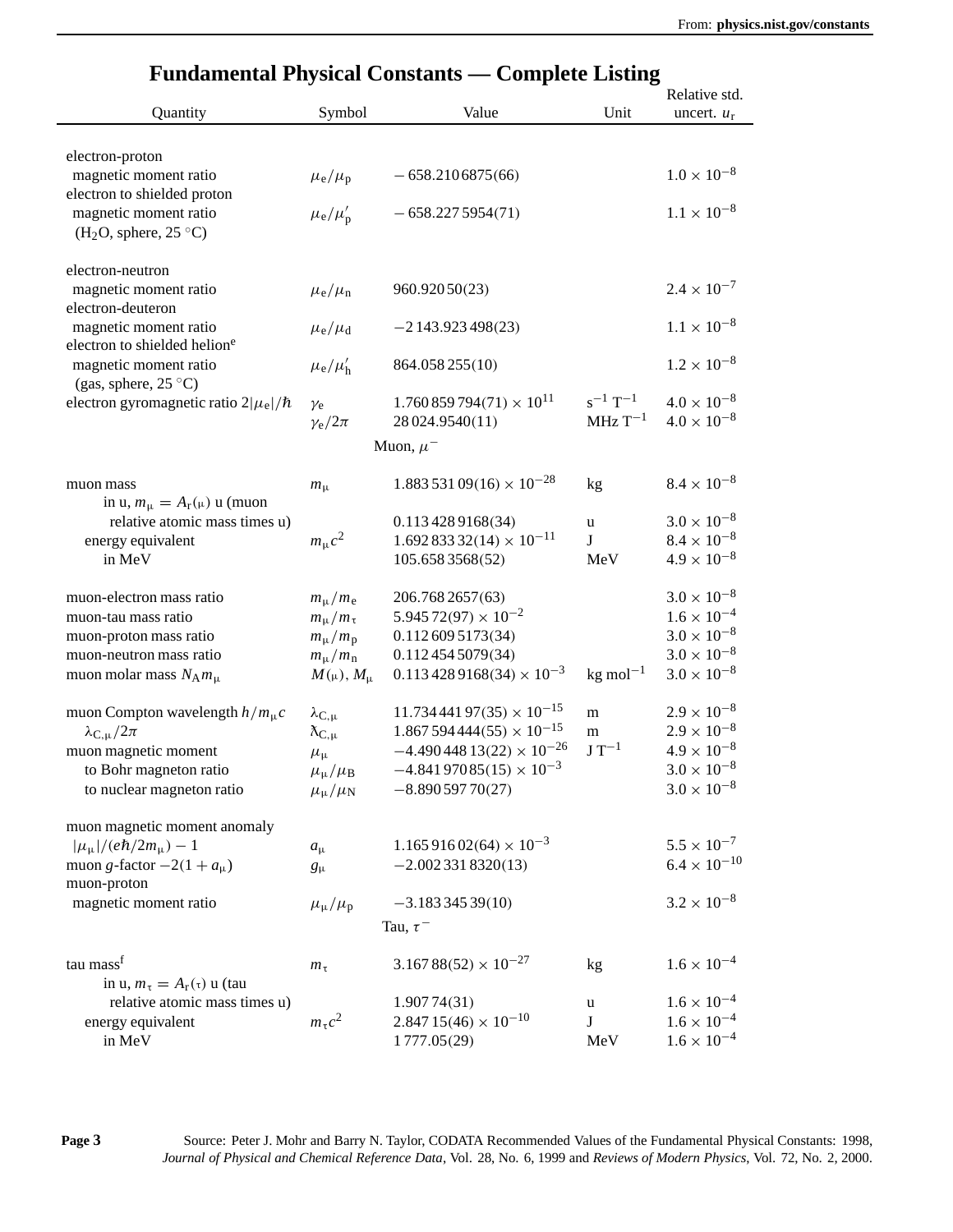## Fundamental Physical Constants — Complete Listing

| Quantity | Symbol | Value | Unit | Relative std. uncert. $u_r$ |
|---|---|---|---|---|
| electron-proton magnetic moment ratio | $\mu_e/\mu_p$ | $-658.210\,6875(66)$ | | $1.0 \times 10^{-8}$ |
| electron to shielded proton magnetic moment ratio ($H_2O$, sphere, 25 °C) | $\mu_e/\mu'_p$ | $-658.227\,5954(71)$ | | $1.1 \times 10^{-8}$ |
| electron-neutron magnetic moment ratio | $\mu_e/\mu_n$ | $960.920\,50(23)$ | | $2.4 \times 10^{-7}$ |
| electron-deuteron magnetic moment ratio | $\mu_e/\mu_d$ | $-2\,143.923\,498(23)$ | | $1.1 \times 10^{-8}$ |
| electron to shielded helion[e] magnetic moment ratio (gas, sphere, 25 °C) | $\mu_e/\mu'_h$ | $864.058\,255(10)$ | | $1.2 \times 10^{-8}$ |
| electron gyromagnetic ratio $2\lvert\mu_e\rvert/\hbar$ | $\gamma_e$ | $1.760\,859\,794(71) \times 10^{11}$ | $s^{-1}\,T^{-1}$ | $4.0 \times 10^{-8}$ |
| | $\gamma_e/2\pi$ | $28\,024.9540(11)$ | $MHz\,T^{-1}$ | $4.0 \times 10^{-8}$ |
| | | **Muon, $\mu^-$** | | |
| muon mass | $m_\mu$ | $1.883\,531\,09(16) \times 10^{-28}$ | kg | $8.4 \times 10^{-8}$ |
| in u, $m_\mu = A_r(\mu)$ u (muon relative atomic mass times u) | | $0.113\,428\,9168(34)$ | u | $3.0 \times 10^{-8}$ |
| energy equivalent | $m_\mu c^2$ | $1.692\,833\,32(14) \times 10^{-11}$ | J | $8.4 \times 10^{-8}$ |
| in MeV | | $105.658\,3568(52)$ | MeV | $4.9 \times 10^{-8}$ |
| muon-electron mass ratio | $m_\mu/m_e$ | $206.768\,2657(63)$ | | $3.0 \times 10^{-8}$ |
| muon-tau mass ratio | $m_\mu/m_\tau$ | $5.945\,72(97) \times 10^{-2}$ | | $1.6 \times 10^{-4}$ |
| muon-proton mass ratio | $m_\mu/m_p$ | $0.112\,609\,5173(34)$ | | $3.0 \times 10^{-8}$ |
| muon-neutron mass ratio | $m_\mu/m_n$ | $0.112\,454\,5079(34)$ | | $3.0 \times 10^{-8}$ |
| muon molar mass $N_A m_\mu$ | $M(\mu)$, $M_\mu$ | $0.113\,428\,9168(34) \times 10^{-3}$ | $kg\,mol^{-1}$ | $3.0 \times 10^{-8}$ |
| muon Compton wavelength $h/m_\mu c$ | $\lambda_{C,\mu}$ | $11.734\,441\,97(35) \times 10^{-15}$ | m | $2.9 \times 10^{-8}$ |
| $\lambda_{C,\mu}/2\pi$ | $\bar{\lambda}_{C,\mu}$ | $1.867\,594\,444(55) \times 10^{-15}$ | m | $2.9 \times 10^{-8}$ |
| muon magnetic moment | $\mu_\mu$ | $-4.490\,448\,13(22) \times 10^{-26}$ | $J\,T^{-1}$ | $4.9 \times 10^{-8}$ |
| to Bohr magneton ratio | $\mu_\mu/\mu_B$ | $-4.841\,970\,85(15) \times 10^{-3}$ | | $3.0 \times 10^{-8}$ |
| to nuclear magneton ratio | $\mu_\mu/\mu_N$ | $-8.890\,597\,70(27)$ | | $3.0 \times 10^{-8}$ |
| muon magnetic moment anomaly $\lvert\mu_\mu\rvert/(e\hbar/2m_\mu) - 1$ | $a_\mu$ | $1.165\,916\,02(64) \times 10^{-3}$ | | $5.5 \times 10^{-7}$ |
| muon $g$-factor $-2(1 + a_\mu)$ | $g_\mu$ | $-2.002\,331\,8320(13)$ | | $6.4 \times 10^{-10}$ |
| muon-proton magnetic moment ratio | $\mu_\mu/\mu_p$ | $-3.183\,345\,39(10)$ | | $3.2 \times 10^{-8}$ |
| | | **Tau, $\tau^-$** | | |
| tau mass[f] | $m_\tau$ | $3.167\,88(52) \times 10^{-27}$ | kg | $1.6 \times 10^{-4}$ |
| in u, $m_\tau = A_r(\tau)$ u (tau relative atomic mass times u) | | $1.907\,74(31)$ | u | $1.6 \times 10^{-4}$ |
| energy equivalent | $m_\tau c^2$ | $2.847\,15(46) \times 10^{-10}$ | J | $1.6 \times 10^{-4}$ |
| in MeV | | $1\,777.05(29)$ | MeV | $1.6 \times 10^{-4}$ |

Source: Peter J. Mohr and Barry N. Taylor, CODATA Recommended Values of the Fundamental Physical Constants: 1998, *Journal of Physical and Chemical Reference Data*, Vol. 28, No. 6, 1999 and *Reviews of Modern Physics*, Vol. 72, No. 2, 2000.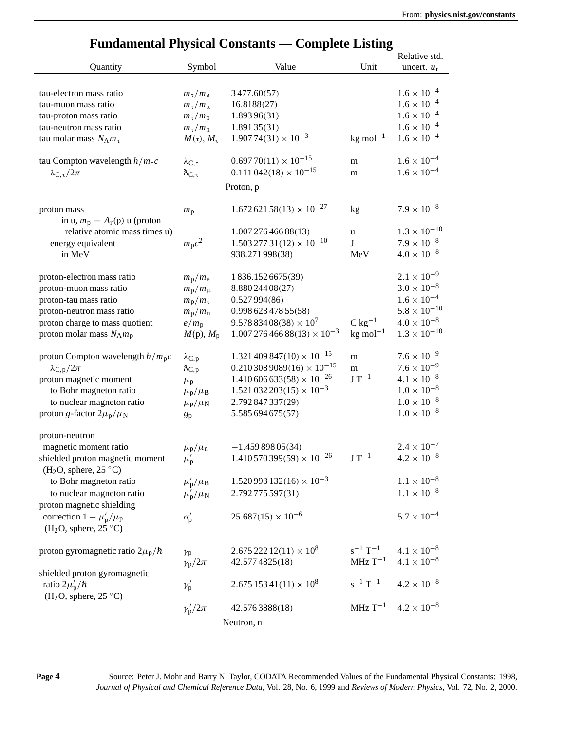# Fundamental Physical Constants — Complete Listing

| Quantity | Symbol | Value | Unit | Relative std. uncert. $u_r$ |
|---|---|---|---|---|
| tau-electron mass ratio | $m_\tau/m_e$ | $3\,477.60(57)$ | | $1.6 \times 10^{-4}$ |
| tau-muon mass ratio | $m_\tau/m_\mu$ | $16.8188(27)$ | | $1.6 \times 10^{-4}$ |
| tau-proton mass ratio | $m_\tau/m_p$ | $1.893\,96(31)$ | | $1.6 \times 10^{-4}$ |
| tau-neutron mass ratio | $m_\tau/m_n$ | $1.891\,35(31)$ | | $1.6 \times 10^{-4}$ |
| tau molar mass $N_A m_\tau$ | $M(\tau)$, $M_\tau$ | $1.907\,74(31) \times 10^{-3}$ | kg mol$^{-1}$ | $1.6 \times 10^{-4}$ |
| tau Compton wavelength $h/m_\tau c$ | $\lambda_{C,\tau}$ | $0.697\,70(11) \times 10^{-15}$ | m | $1.6 \times 10^{-4}$ |
| $\lambda_{C,\tau}/2\pi$ | $\bar{\lambda}_{C,\tau}$ | $0.111\,042(18) \times 10^{-15}$ | m | $1.6 \times 10^{-4}$ |
| | | **Proton, p** | | |
| proton mass | $m_p$ | $1.672\,621\,58(13) \times 10^{-27}$ | kg | $7.9 \times 10^{-8}$ |
| in u, $m_p = A_r(p)$ u (proton relative atomic mass times u) | | $1.007\,276\,466\,88(13)$ | u | $1.3 \times 10^{-10}$ |
| energy equivalent | $m_p c^2$ | $1.503\,277\,31(12) \times 10^{-10}$ | J | $7.9 \times 10^{-8}$ |
| in MeV | | $938.271\,998(38)$ | MeV | $4.0 \times 10^{-8}$ |
| proton-electron mass ratio | $m_p/m_e$ | $1\,836.152\,6675(39)$ | | $2.1 \times 10^{-9}$ |
| proton-muon mass ratio | $m_p/m_\mu$ | $8.880\,244\,08(27)$ | | $3.0 \times 10^{-8}$ |
| proton-tau mass ratio | $m_p/m_\tau$ | $0.527\,994(86)$ | | $1.6 \times 10^{-4}$ |
| proton-neutron mass ratio | $m_p/m_n$ | $0.998\,623\,478\,55(58)$ | | $5.8 \times 10^{-10}$ |
| proton charge to mass quotient | $e/m_p$ | $9.578\,834\,08(38) \times 10^{7}$ | C kg$^{-1}$ | $4.0 \times 10^{-8}$ |
| proton molar mass $N_A m_p$ | $M(p)$, $M_p$ | $1.007\,276\,466\,88(13) \times 10^{-3}$ | kg mol$^{-1}$ | $1.3 \times 10^{-10}$ |
| proton Compton wavelength $h/m_p c$ | $\lambda_{C,p}$ | $1.321\,409\,847(10) \times 10^{-15}$ | m | $7.6 \times 10^{-9}$ |
| $\lambda_{C,p}/2\pi$ | $\bar{\lambda}_{C,p}$ | $0.210\,308\,9089(16) \times 10^{-15}$ | m | $7.6 \times 10^{-9}$ |
| proton magnetic moment | $\mu_p$ | $1.410\,606\,633(58) \times 10^{-26}$ | J T$^{-1}$ | $4.1 \times 10^{-8}$ |
| to Bohr magneton ratio | $\mu_p/\mu_B$ | $1.521\,032\,203(15) \times 10^{-3}$ | | $1.0 \times 10^{-8}$ |
| to nuclear magneton ratio | $\mu_p/\mu_N$ | $2.792\,847\,337(29)$ | | $1.0 \times 10^{-8}$ |
| proton $g$-factor $2\mu_p/\mu_N$ | $g_p$ | $5.585\,694\,675(57)$ | | $1.0 \times 10^{-8}$ |
| proton-neutron magnetic moment ratio | $\mu_p/\mu_n$ | $-1.459\,898\,05(34)$ | | $2.4 \times 10^{-7}$ |
| shielded proton magnetic moment ($H_2O$, sphere, 25 °C) | $\mu'_p$ | $1.410\,570\,399(59) \times 10^{-26}$ | J T$^{-1}$ | $4.2 \times 10^{-8}$ |
| to Bohr magneton ratio | $\mu'_p/\mu_B$ | $1.520\,993\,132(16) \times 10^{-3}$ | | $1.1 \times 10^{-8}$ |
| to nuclear magneton ratio | $\mu'_p/\mu_N$ | $2.792\,775\,597(31)$ | | $1.1 \times 10^{-8}$ |
| proton magnetic shielding correction $1 - \mu'_p/\mu_p$ ($H_2O$, sphere, 25 °C) | $\sigma'_p$ | $25.687(15) \times 10^{-6}$ | | $5.7 \times 10^{-4}$ |
| proton gyromagnetic ratio $2\mu_p/\hbar$ | $\gamma_p$ | $2.675\,222\,12(11) \times 10^{8}$ | s$^{-1}$ T$^{-1}$ | $4.1 \times 10^{-8}$ |
| | $\gamma_p/2\pi$ | $42.577\,4825(18)$ | MHz T$^{-1}$ | $4.1 \times 10^{-8}$ |
| shielded proton gyromagnetic ratio $2\mu'_p/\hbar$ ($H_2O$, sphere, 25 °C) | $\gamma'_p$ | $2.675\,153\,41(11) \times 10^{8}$ | s$^{-1}$ T$^{-1}$ | $4.2 \times 10^{-8}$ |
| | $\gamma'_p/2\pi$ | $42.576\,3888(18)$ | MHz T$^{-1}$ | $4.2 \times 10^{-8}$ |
| | | **Neutron, n** | | |

Source: Peter J. Mohr and Barry N. Taylor, CODATA Recommended Values of the Fundamental Physical Constants: 1998, *Journal of Physical and Chemical Reference Data*, Vol. 28, No. 6, 1999 and *Reviews of Modern Physics*, Vol. 72, No. 2, 2000.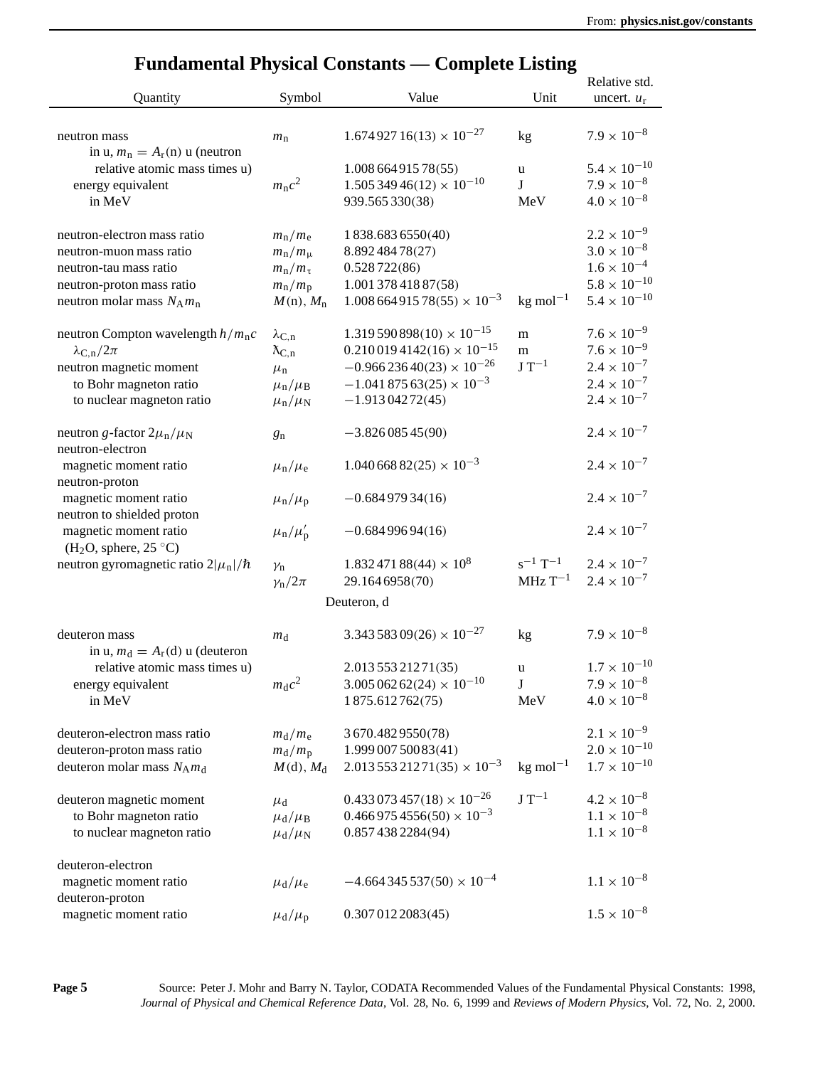# Fundamental Physical Constants — Complete Listing

| Quantity | Symbol | Value | Unit | Relative std. uncert. $u_r$ |
|---|---|---|---|---|
| neutron mass | $m_n$ | $1.674\,927\,16(13) \times 10^{-27}$ | kg | $7.9 \times 10^{-8}$ |
| in u, $m_n = A_r(n)$ u (neutron relative atomic mass times u) | | $1.008\,664\,915\,78(55)$ | u | $5.4 \times 10^{-10}$ |
| energy equivalent | $m_n c^2$ | $1.505\,349\,46(12) \times 10^{-10}$ | J | $7.9 \times 10^{-8}$ |
| in MeV | | $939.565\,330(38)$ | MeV | $4.0 \times 10^{-8}$ |
| neutron-electron mass ratio | $m_n/m_e$ | $1\,838.683\,6550(40)$ | | $2.2 \times 10^{-9}$ |
| neutron-muon mass ratio | $m_n/m_\mu$ | $8.892\,484\,78(27)$ | | $3.0 \times 10^{-8}$ |
| neutron-tau mass ratio | $m_n/m_\tau$ | $0.528\,722(86)$ | | $1.6 \times 10^{-4}$ |
| neutron-proton mass ratio | $m_n/m_p$ | $1.001\,378\,418\,87(58)$ | | $5.8 \times 10^{-10}$ |
| neutron molar mass $N_A m_n$ | $M(n), M_n$ | $1.008\,664\,915\,78(55) \times 10^{-3}$ | kg mol$^{-1}$ | $5.4 \times 10^{-10}$ |
| neutron Compton wavelength $h/m_n c$ | $\lambda_{C,n}$ | $1.319\,590\,898(10) \times 10^{-15}$ | m | $7.6 \times 10^{-9}$ |
| $\lambda_{C,n}/2\pi$ | $ƛ_{C,n}$ | $0.210\,019\,4142(16) \times 10^{-15}$ | m | $7.6 \times 10^{-9}$ |
| neutron magnetic moment | $\mu_n$ | $-0.966\,236\,40(23) \times 10^{-26}$ | J T$^{-1}$ | $2.4 \times 10^{-7}$ |
| to Bohr magneton ratio | $\mu_n/\mu_B$ | $-1.041\,875\,63(25) \times 10^{-3}$ | | $2.4 \times 10^{-7}$ |
| to nuclear magneton ratio | $\mu_n/\mu_N$ | $-1.913\,042\,72(45)$ | | $2.4 \times 10^{-7}$ |
| neutron $g$-factor $2\mu_n/\mu_N$ | $g_n$ | $-3.826\,085\,45(90)$ | | $2.4 \times 10^{-7}$ |
| neutron-electron magnetic moment ratio | $\mu_n/\mu_e$ | $1.040\,668\,82(25) \times 10^{-3}$ | | $2.4 \times 10^{-7}$ |
| neutron-proton magnetic moment ratio | $\mu_n/\mu_p$ | $-0.684\,979\,34(16)$ | | $2.4 \times 10^{-7}$ |
| neutron to shielded proton magnetic moment ratio ($H_2O$, sphere, 25 °C) | $\mu_n/\mu'_p$ | $-0.684\,996\,94(16)$ | | $2.4 \times 10^{-7}$ |
| neutron gyromagnetic ratio $2\vert\mu_n\vert/\hbar$ | $\gamma_n$ | $1.832\,471\,88(44) \times 10^{8}$ | s$^{-1}$ T$^{-1}$ | $2.4 \times 10^{-7}$ |
| | $\gamma_n/2\pi$ | $29.164\,6958(70)$ | MHz T$^{-1}$ | $2.4 \times 10^{-7}$ |
| | | Deuteron, d | | |
| deuteron mass | $m_d$ | $3.343\,583\,09(26) \times 10^{-27}$ | kg | $7.9 \times 10^{-8}$ |
| in u, $m_d = A_r(d)$ u (deuteron relative atomic mass times u) | | $2.013\,553\,212\,71(35)$ | u | $1.7 \times 10^{-10}$ |
| energy equivalent | $m_d c^2$ | $3.005\,062\,62(24) \times 10^{-10}$ | J | $7.9 \times 10^{-8}$ |
| in MeV | | $1\,875.612\,762(75)$ | MeV | $4.0 \times 10^{-8}$ |
| deuteron-electron mass ratio | $m_d/m_e$ | $3\,670.482\,9550(78)$ | | $2.1 \times 10^{-9}$ |
| deuteron-proton mass ratio | $m_d/m_p$ | $1.999\,007\,500\,83(41)$ | | $2.0 \times 10^{-10}$ |
| deuteron molar mass $N_A m_d$ | $M(d), M_d$ | $2.013\,553\,212\,71(35) \times 10^{-3}$ | kg mol$^{-1}$ | $1.7 \times 10^{-10}$ |
| deuteron magnetic moment | $\mu_d$ | $0.433\,073\,457(18) \times 10^{-26}$ | J T$^{-1}$ | $4.2 \times 10^{-8}$ |
| to Bohr magneton ratio | $\mu_d/\mu_B$ | $0.466\,975\,4556(50) \times 10^{-3}$ | | $1.1 \times 10^{-8}$ |
| to nuclear magneton ratio | $\mu_d/\mu_N$ | $0.857\,438\,2284(94)$ | | $1.1 \times 10^{-8}$ |
| deuteron-electron magnetic moment ratio | $\mu_d/\mu_e$ | $-4.664\,345\,537(50) \times 10^{-4}$ | | $1.1 \times 10^{-8}$ |
| deuteron-proton magnetic moment ratio | $\mu_d/\mu_p$ | $0.307\,012\,2083(45)$ | | $1.5 \times 10^{-8}$ |

Source: Peter J. Mohr and Barry N. Taylor, CODATA Recommended Values of the Fundamental Physical Constants: 1998, *Journal of Physical and Chemical Reference Data*, Vol. 28, No. 6, 1999 and *Reviews of Modern Physics*, Vol. 72, No. 2, 2000.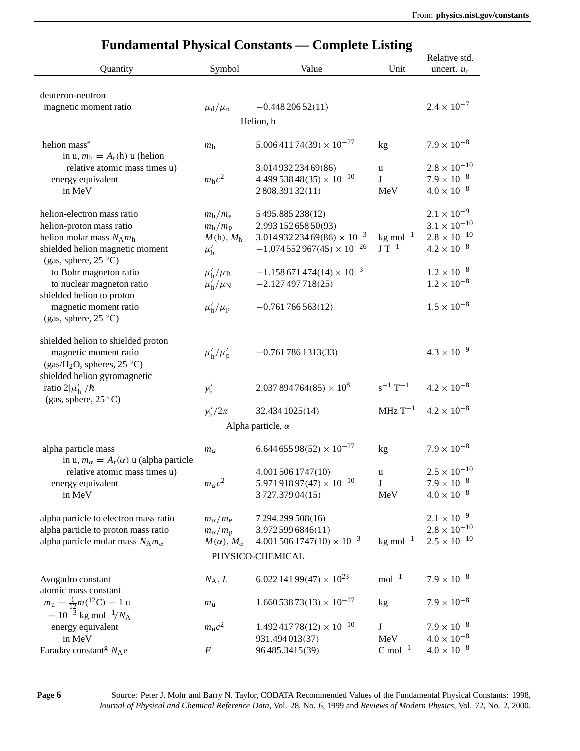# Fundamental Physical Constants — Complete Listing

| Quantity | Symbol | Value | Unit | Relative std. uncert. $u_r$ |
|---|---|---|---|---|
| deuteron-neutron magnetic moment ratio | $\mu_d/\mu_n$ | $-0.448\,206\,52(11)$ | | $2.4 \times 10^{-7}$ |
| **Helion, h** | | | | |
| helion mass[e] | $m_h$ | $5.006\,411\,74(39) \times 10^{-27}$ | kg | $7.9 \times 10^{-8}$ |
| in u, $m_h = A_r(h)$ u (helion relative atomic mass times u) | | $3.014\,932\,234\,69(86)$ | u | $2.8 \times 10^{-10}$ |
| energy equivalent | $m_h c^2$ | $4.499\,538\,48(35) \times 10^{-10}$ | J | $7.9 \times 10^{-8}$ |
| in MeV | | $2\,808.391\,32(11)$ | MeV | $4.0 \times 10^{-8}$ |
| helion-electron mass ratio | $m_h/m_e$ | $5\,495.885\,238(12)$ | | $2.1 \times 10^{-9}$ |
| helion-proton mass ratio | $m_h/m_p$ | $2.993\,152\,658\,50(93)$ | | $3.1 \times 10^{-10}$ |
| helion molar mass $N_A m_h$ | $M(h)$, $M_h$ | $3.014\,932\,234\,69(86) \times 10^{-3}$ | kg mol$^{-1}$ | $2.8 \times 10^{-10}$ |
| shielded helion magnetic moment (gas, sphere, 25 °C) | $\mu'_h$ | $-1.074\,552\,967(45) \times 10^{-26}$ | J T$^{-1}$ | $4.2 \times 10^{-8}$ |
| to Bohr magneton ratio | $\mu'_h/\mu_B$ | $-1.158\,671\,474(14) \times 10^{-3}$ | | $1.2 \times 10^{-8}$ |
| to nuclear magneton ratio | $\mu'_h/\mu_N$ | $-2.127\,497\,718(25)$ | | $1.2 \times 10^{-8}$ |
| shielded helion to proton magnetic moment ratio (gas, sphere, 25 °C) | $\mu'_h/\mu_p$ | $-0.761\,766\,563(12)$ | | $1.5 \times 10^{-8}$ |
| shielded helion to shielded proton magnetic moment ratio (gas/$H_2O$, spheres, 25 °C) | $\mu'_h/\mu'_p$ | $-0.761\,786\,1313(33)$ | | $4.3 \times 10^{-9}$ |
| shielded helion gyromagnetic ratio $2\vert\mu'_h\vert/\hbar$ (gas, sphere, 25 °C) | $\gamma'_h$ | $2.037\,894\,764(85) \times 10^{8}$ | s$^{-1}$ T$^{-1}$ | $4.2 \times 10^{-8}$ |
| | $\gamma'_h/2\pi$ | $32.434\,1025(14)$ | MHz T$^{-1}$ | $4.2 \times 10^{-8}$ |
| **Alpha particle, $\alpha$** | | | | |
| alpha particle mass | $m_\alpha$ | $6.644\,655\,98(52) \times 10^{-27}$ | kg | $7.9 \times 10^{-8}$ |
| in u, $m_\alpha = A_r(\alpha)$ u (alpha particle relative atomic mass times u) | | $4.001\,506\,1747(10)$ | u | $2.5 \times 10^{-10}$ |
| energy equivalent | $m_\alpha c^2$ | $5.971\,918\,97(47) \times 10^{-10}$ | J | $7.9 \times 10^{-8}$ |
| in MeV | | $3\,727.379\,04(15)$ | MeV | $4.0 \times 10^{-8}$ |
| alpha particle to electron mass ratio | $m_\alpha/m_e$ | $7\,294.299\,508(16)$ | | $2.1 \times 10^{-9}$ |
| alpha particle to proton mass ratio | $m_\alpha/m_p$ | $3.972\,599\,6846(11)$ | | $2.8 \times 10^{-10}$ |
| alpha particle molar mass $N_A m_\alpha$ | $M(\alpha)$, $M_\alpha$ | $4.001\,506\,1747(10) \times 10^{-3}$ | kg mol$^{-1}$ | $2.5 \times 10^{-10}$ |
| **PHYSICO-CHEMICAL** | | | | |
| Avogadro constant | $N_A$, $L$ | $6.022\,141\,99(47) \times 10^{23}$ | mol$^{-1}$ | $7.9 \times 10^{-8}$ |
| atomic mass constant $m_u = \frac{1}{12}m(^{12}C) = 1$ u $= 10^{-3}$ kg mol$^{-1}/N_A$ | $m_u$ | $1.660\,538\,73(13) \times 10^{-27}$ | kg | $7.9 \times 10^{-8}$ |
| energy equivalent | $m_u c^2$ | $1.492\,417\,78(12) \times 10^{-10}$ | J | $7.9 \times 10^{-8}$ |
| in MeV | | $931.494\,013(37)$ | MeV | $4.0 \times 10^{-8}$ |
| Faraday constant[g] $N_A e$ | $F$ | $96\,485.3415(39)$ | C mol$^{-1}$ | $4.0 \times 10^{-8}$ |

Source: Peter J. Mohr and Barry N. Taylor, CODATA Recommended Values of the Fundamental Physical Constants: 1998, *Journal of Physical and Chemical Reference Data*, Vol. 28, No. 6, 1999 and *Reviews of Modern Physics*, Vol. 72, No. 2, 2000.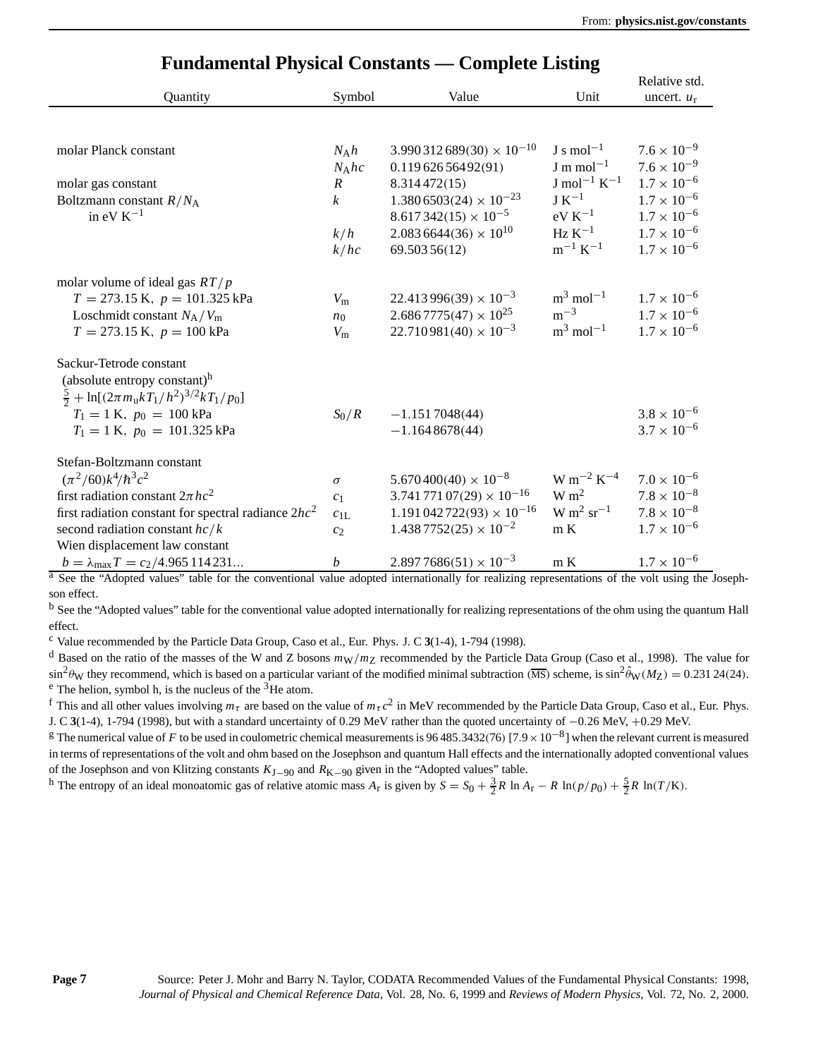# Fundamental Physical Constants — Complete Listing

| Quantity | Symbol | Value | Unit | Relative std. uncert. $u_r$ |
|---|---|---|---|---|
| molar Planck constant | $N_A h$ | $3.990\,312\,689(30) \times 10^{-10}$ | J s mol$^{-1}$ | $7.6 \times 10^{-9}$ |
| | $N_A hc$ | $0.119\,626\,564\,92(91)$ | J m mol$^{-1}$ | $7.6 \times 10^{-9}$ |
| molar gas constant | $R$ | $8.314\,472(15)$ | J mol$^{-1}$ K$^{-1}$ | $1.7 \times 10^{-6}$ |
| Boltzmann constant $R/N_A$ | $k$ | $1.380\,6503(24) \times 10^{-23}$ | J K$^{-1}$ | $1.7 \times 10^{-6}$ |
| in eV K$^{-1}$ | | $8.617\,342(15) \times 10^{-5}$ | eV K$^{-1}$ | $1.7 \times 10^{-6}$ |
| | $k/h$ | $2.083\,6644(36) \times 10^{10}$ | Hz K$^{-1}$ | $1.7 \times 10^{-6}$ |
| | $k/hc$ | $69.503\,56(12)$ | m$^{-1}$ K$^{-1}$ | $1.7 \times 10^{-6}$ |
| molar volume of ideal gas $RT/p$ | | | | |
| $T = 273.15$ K, $p = 101.325$ kPa | $V_m$ | $22.413\,996(39) \times 10^{-3}$ | m$^3$ mol$^{-1}$ | $1.7 \times 10^{-6}$ |
| Loschmidt constant $N_A/V_m$ | $n_0$ | $2.686\,7775(47) \times 10^{25}$ | m$^{-3}$ | $1.7 \times 10^{-6}$ |
| $T = 273.15$ K, $p = 100$ kPa | $V_m$ | $22.710\,981(40) \times 10^{-3}$ | m$^3$ mol$^{-1}$ | $1.7 \times 10^{-6}$ |
| Sackur-Tetrode constant (absolute entropy constant)[h] $\frac{5}{2} + \ln[(2\pi m_u k T_1/h^2)^{3/2} k T_1/p_0]$ | | | | |
| $T_1 = 1$ K, $p_0 = 100$ kPa | $S_0/R$ | $-1.151\,7048(44)$ | | $3.8 \times 10^{-6}$ |
| $T_1 = 1$ K, $p_0 = 101.325$ kPa | | $-1.164\,8678(44)$ | | $3.7 \times 10^{-6}$ |
| Stefan-Boltzmann constant $(\pi^2/60)k^4/\hbar^3 c^2$ | $\sigma$ | $5.670\,400(40) \times 10^{-8}$ | W m$^{-2}$ K$^{-4}$ | $7.0 \times 10^{-6}$ |
| first radiation constant $2\pi hc^2$ | $c_1$ | $3.741\,771\,07(29) \times 10^{-16}$ | W m$^2$ | $7.8 \times 10^{-8}$ |
| first radiation constant for spectral radiance $2hc^2$ | $c_{1L}$ | $1.191\,042\,722(93) \times 10^{-16}$ | W m$^2$ sr$^{-1}$ | $7.8 \times 10^{-8}$ |
| second radiation constant $hc/k$ | $c_2$ | $1.438\,7752(25) \times 10^{-2}$ | m K | $1.7 \times 10^{-6}$ |
| Wien displacement law constant $b = \lambda_{max} T = c_2/4.965\,114\,231\ldots$ | $b$ | $2.897\,7686(51) \times 10^{-3}$ | m K | $1.7 \times 10^{-6}$ |

[a] See the "Adopted values" table for the conventional value adopted internationally for realizing representations of the volt using the Josephson effect.

[b] See the "Adopted values" table for the conventional value adopted internationally for realizing representations of the ohm using the quantum Hall effect.

[c] Value recommended by the Particle Data Group, Caso et al., Eur. Phys. J. C **3**(1-4), 1-794 (1998).

[d] Based on the ratio of the masses of the W and Z bosons $m_W/m_Z$ recommended by the Particle Data Group (Caso et al., 1998). The value for $\sin^2\theta_W$ they recommend, which is based on a particular variant of the modified minimal subtraction ($\overline{\text{MS}}$) scheme, is $\sin^2\hat{\theta}_W(M_Z) = 0.231\,24(24)$.

[e] The helion, symbol h, is the nucleus of the $^3$He atom.

[f] This and all other values involving $m_\tau$ are based on the value of $m_\tau c^2$ in MeV recommended by the Particle Data Group, Caso et al., Eur. Phys. J. C **3**(1-4), 1-794 (1998), but with a standard uncertainty of 0.29 MeV rather than the quoted uncertainty of $-0.26$ MeV, $+0.29$ MeV.

[g] The numerical value of $F$ to be used in coulometric chemical measurements is 96 485.3432(76) $[7.9 \times 10^{-8}]$ when the relevant current is measured in terms of representations of the volt and ohm based on the Josephson and quantum Hall effects and the internationally adopted conventional values of the Josephson and von Klitzing constants $K_{J-90}$ and $R_{K-90}$ given in the "Adopted values" table.

[h] The entropy of an ideal monoatomic gas of relative atomic mass $A_r$ is given by $S = S_0 + \frac{3}{2}R \ln A_r - R \ln(p/p_0) + \frac{5}{2}R \ln(T/\text{K})$.